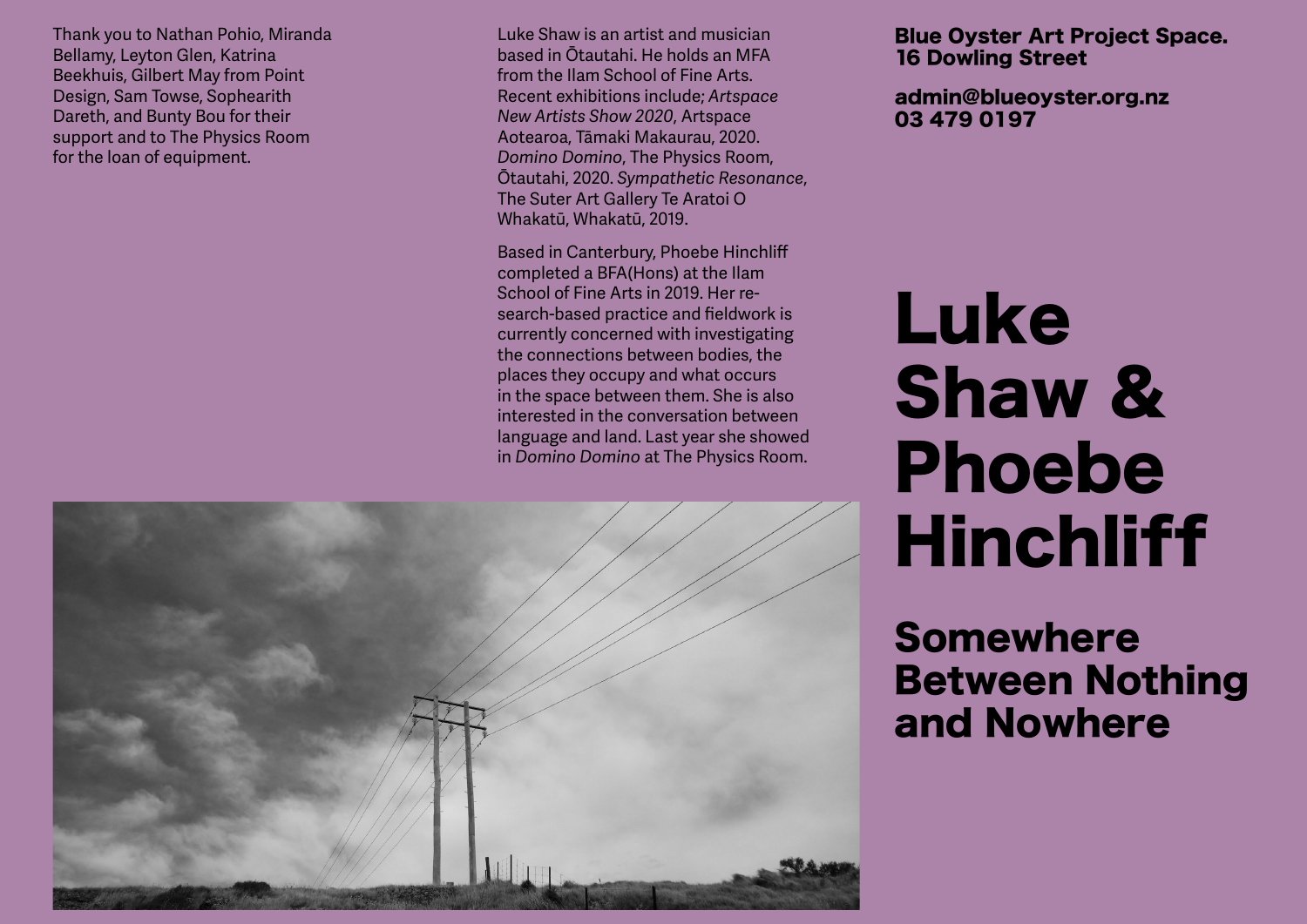# Luke Shaw & Phoebe Hinchliff

## Somewhere Between Nothing and Nowhere

**Blue Oyster Art Project Space.**
**16 Dowling Street**

**admin@blueoyster.org.nz**
**03 479 0197**

Thank you to Nathan Pohio, Miranda Bellamy, Leyton Glen, Katrina Beekhuis, Gilbert May from Point Design, Sam Towse, Sophearith Dareth, and Bunty Bou for their support and to The Physics Room for the loan of equipment.

Luke Shaw is an artist and musician based in Ōtautahi. He holds an MFA from the Ilam School of Fine Arts. Recent exhibitions include; *Artspace New Artists Show 2020*, Artspace Aotearoa, Tāmaki Makaurau, 2020. *Domino Domino*, The Physics Room, Ōtautahi, 2020. *Sympathetic Resonance*, The Suter Art Gallery Te Aratoi O Whakatū, Whakatū, 2019.

Based in Canterbury, Phoebe Hinchliff completed a BFA(Hons) at the Ilam School of Fine Arts in 2019. Her research-based practice and fieldwork is currently concerned with investigating the connections between bodies, the places they occupy and what occurs in the space between them. She is also interested in the conversation between language and land. Last year she showed in *Domino Domino* at The Physics Room.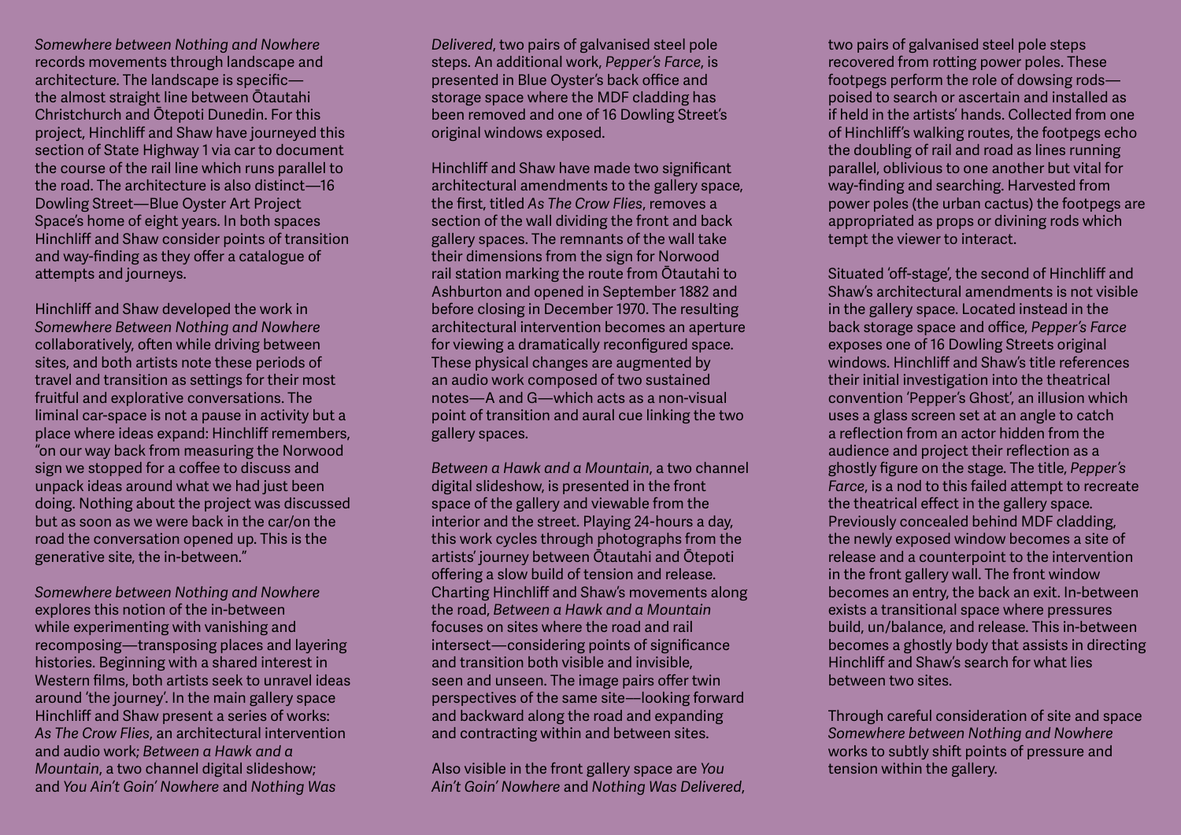*Somewhere between Nothing and Nowhere* records movements through landscape and architecture. The landscape is specific—the almost straight line between Ōtautahi Christchurch and Ōtepoti Dunedin. For this project, Hinchliff and Shaw have journeyed this section of State Highway 1 via car to document the course of the rail line which runs parallel to the road. The architecture is also distinct—16 Dowling Street—Blue Oyster Art Project Space's home of eight years. In both spaces Hinchliff and Shaw consider points of transition and way-finding as they offer a catalogue of attempts and journeys.

Hinchliff and Shaw developed the work in *Somewhere Between Nothing and Nowhere* collaboratively, often while driving between sites, and both artists note these periods of travel and transition as settings for their most fruitful and explorative conversations. The liminal car-space is not a pause in activity but a place where ideas expand: Hinchliff remembers, "on our way back from measuring the Norwood sign we stopped for a coffee to discuss and unpack ideas around what we had just been doing. Nothing about the project was discussed but as soon as we were back in the car/on the road the conversation opened up. This is the generative site, the in-between."

*Somewhere between Nothing and Nowhere* explores this notion of the in-between while experimenting with vanishing and recomposing—transposing places and layering histories. Beginning with a shared interest in Western films, both artists seek to unravel ideas around 'the journey'. In the main gallery space Hinchliff and Shaw present a series of works: *As The Crow Flies*, an architectural intervention and audio work; *Between a Hawk and a Mountain*, a two channel digital slideshow; and *You Ain't Goin' Nowhere* and *Nothing Was Delivered*, two pairs of galvanised steel pole steps. An additional work, *Pepper's Farce*, is presented in Blue Oyster's back office and storage space where the MDF cladding has been removed and one of 16 Dowling Street's original windows exposed.

Hinchliff and Shaw have made two significant architectural amendments to the gallery space, the first, titled *As The Crow Flies*, removes a section of the wall dividing the front and back gallery spaces. The remnants of the wall take their dimensions from the sign for Norwood rail station marking the route from Ōtautahi to Ashburton and opened in September 1882 and before closing in December 1970. The resulting architectural intervention becomes an aperture for viewing a dramatically reconfigured space. These physical changes are augmented by an audio work composed of two sustained notes—A and G—which acts as a non-visual point of transition and aural cue linking the two gallery spaces.

*Between a Hawk and a Mountain*, a two channel digital slideshow, is presented in the front space of the gallery and viewable from the interior and the street. Playing 24-hours a day, this work cycles through photographs from the artists' journey between Ōtautahi and Ōtepoti offering a slow build of tension and release. Charting Hinchliff and Shaw's movements along the road, *Between a Hawk and a Mountain* focuses on sites where the road and rail intersect—considering points of significance and transition both visible and invisible, seen and unseen. The image pairs offer twin perspectives of the same site—looking forward and backward along the road and expanding and contracting within and between sites.

Also visible in the front gallery space are *You Ain't Goin' Nowhere* and *Nothing Was Delivered*, two pairs of galvanised steel pole steps recovered from rotting power poles. These footpegs perform the role of dowsing rods—poised to search or ascertain and installed as if held in the artists' hands. Collected from one of Hinchliff's walking routes, the footpegs echo the doubling of rail and road as lines running parallel, oblivious to one another but vital for way-finding and searching. Harvested from power poles (the urban cactus) the footpegs are appropriated as props or divining rods which tempt the viewer to interact.

Situated 'off-stage', the second of Hinchliff and Shaw's architectural amendments is not visible in the gallery space. Located instead in the back storage space and office, *Pepper's Farce* exposes one of 16 Dowling Streets original windows. Hinchliff and Shaw's title references their initial investigation into the theatrical convention 'Pepper's Ghost', an illusion which uses a glass screen set at an angle to catch a reflection from an actor hidden from the audience and project their reflection as a ghostly figure on the stage. The title, *Pepper's Farce*, is a nod to this failed attempt to recreate the theatrical effect in the gallery space. Previously concealed behind MDF cladding, the newly exposed window becomes a site of release and a counterpoint to the intervention in the front gallery wall. The front window becomes an entry, the back an exit. In-between exists a transitional space where pressures build, un/balance, and release. This in-between becomes a ghostly body that assists in directing Hinchliff and Shaw's search for what lies between two sites.

Through careful consideration of site and space *Somewhere between Nothing and Nowhere* works to subtly shift points of pressure and tension within the gallery.